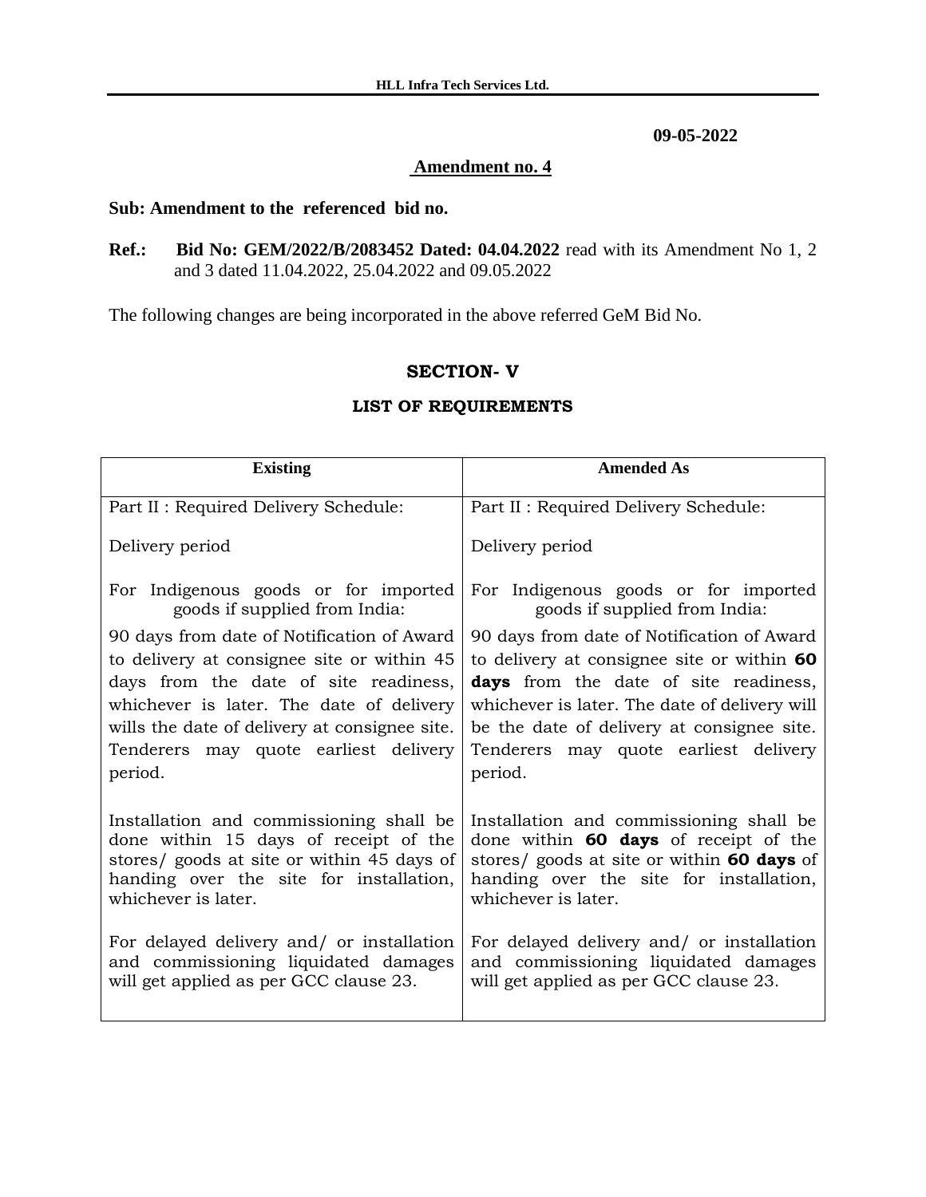**HLL Infra Tech Services Ltd.**

**09-05-2022**

**Amendment no. 4**

**Sub: Amendment to the referenced bid no.**

**Ref.: Bid No: GEM/2022/B/2083452 Dated: 04.04.2022** read with its Amendment No 1, 2 and 3 dated 11.04.2022, 25.04.2022 and 09.05.2022

The following changes are being incorporated in the above referred GeM Bid No.

## SECTION- V

### LIST OF REQUIREMENTS

| Existing | Amended As |
|---|---|
| Part II : Required Delivery Schedule:<br><br>Delivery period<br><br>For Indigenous goods or for imported goods if supplied from India:<br><br>90 days from date of Notification of Award to delivery at consignee site or within 45 days from the date of site readiness, whichever is later. The date of delivery wills the date of delivery at consignee site. Tenderers may quote earliest delivery period.<br><br>Installation and commissioning shall be done within 15 days of receipt of the stores/ goods at site or within 45 days of handing over the site for installation, whichever is later.<br><br>For delayed delivery and/ or installation and commissioning liquidated damages will get applied as per GCC clause 23. | Part II : Required Delivery Schedule:<br><br>Delivery period<br><br>For Indigenous goods or for imported goods if supplied from India:<br><br>90 days from date of Notification of Award to delivery at consignee site or within **60 days** from the date of site readiness, whichever is later. The date of delivery will be the date of delivery at consignee site. Tenderers may quote earliest delivery period.<br><br>Installation and commissioning shall be done within **60 days** of receipt of the stores/ goods at site or within **60 days** of handing over the site for installation, whichever is later.<br><br>For delayed delivery and/ or installation and commissioning liquidated damages will get applied as per GCC clause 23. |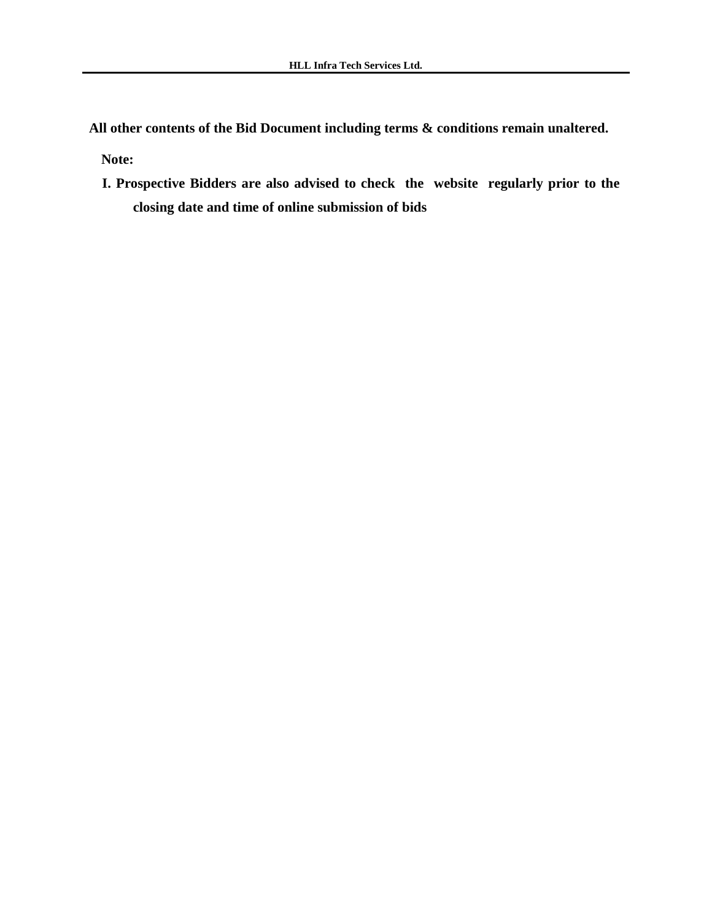**All other contents of the Bid Document including terms & conditions remain unaltered.**

**Note:**

**I. Prospective Bidders are also advised to check the website regularly prior to the closing date and time of online submission of bids**